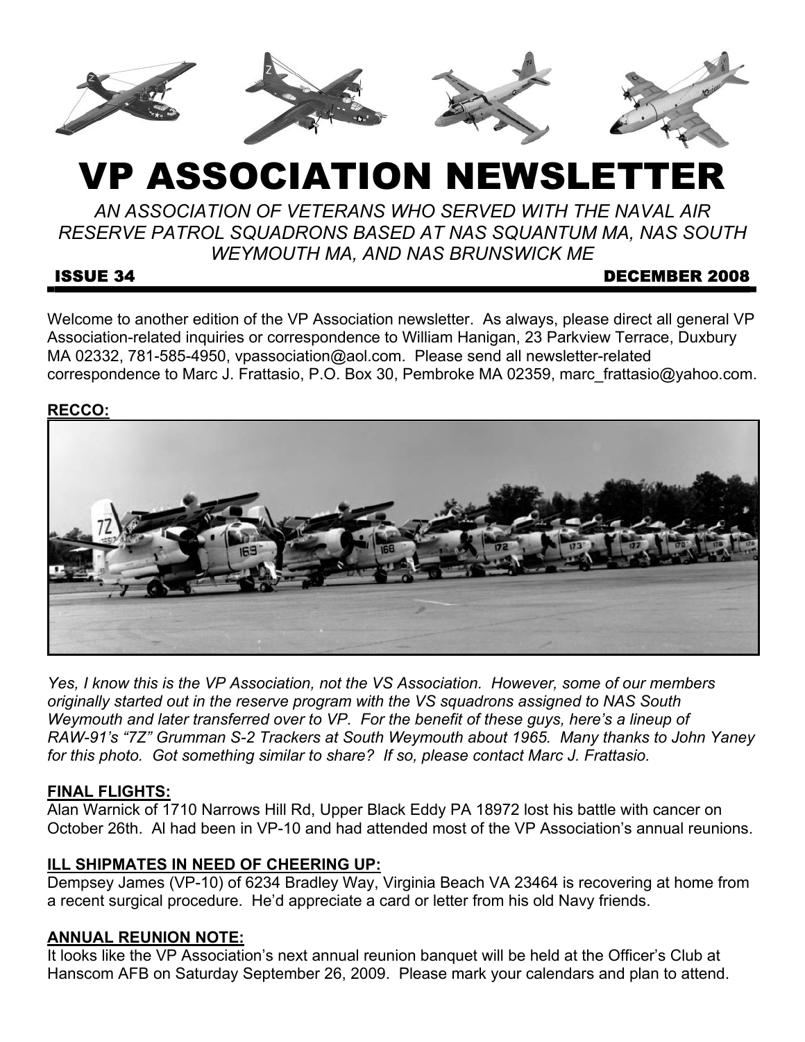# VP ASSOCIATION NEWSLETTER

*AN ASSOCIATION OF VETERANS WHO SERVED WITH THE NAVAL AIR RESERVE PATROL SQUADRONS BASED AT NAS SQUANTUM MA, NAS SOUTH WEYMOUTH MA, AND NAS BRUNSWICK ME*

**ISSUE 34** **DECEMBER 2008**

Welcome to another edition of the VP Association newsletter. As always, please direct all general VP Association-related inquiries or correspondence to William Hanigan, 23 Parkview Terrace, Duxbury MA 02332, 781-585-4950, vpassociation@aol.com. Please send all newsletter-related correspondence to Marc J. Frattasio, P.O. Box 30, Pembroke MA 02359, marc_frattasio@yahoo.com.

**RECCO:**

*Yes, I know this is the VP Association, not the VS Association. However, some of our members originally started out in the reserve program with the VS squadrons assigned to NAS South Weymouth and later transferred over to VP. For the benefit of these guys, here's a lineup of RAW-91's "7Z" Grumman S-2 Trackers at South Weymouth about 1965. Many thanks to John Yaney for this photo. Got something similar to share? If so, please contact Marc J. Frattasio.*

**FINAL FLIGHTS:**

Alan Warnick of 1710 Narrows Hill Rd, Upper Black Eddy PA 18972 lost his battle with cancer on October 26th. Al had been in VP-10 and had attended most of the VP Association's annual reunions.

**ILL SHIPMATES IN NEED OF CHEERING UP:**

Dempsey James (VP-10) of 6234 Bradley Way, Virginia Beach VA 23464 is recovering at home from a recent surgical procedure. He'd appreciate a card or letter from his old Navy friends.

**ANNUAL REUNION NOTE:**

It looks like the VP Association's next annual reunion banquet will be held at the Officer's Club at Hanscom AFB on Saturday September 26, 2009. Please mark your calendars and plan to attend.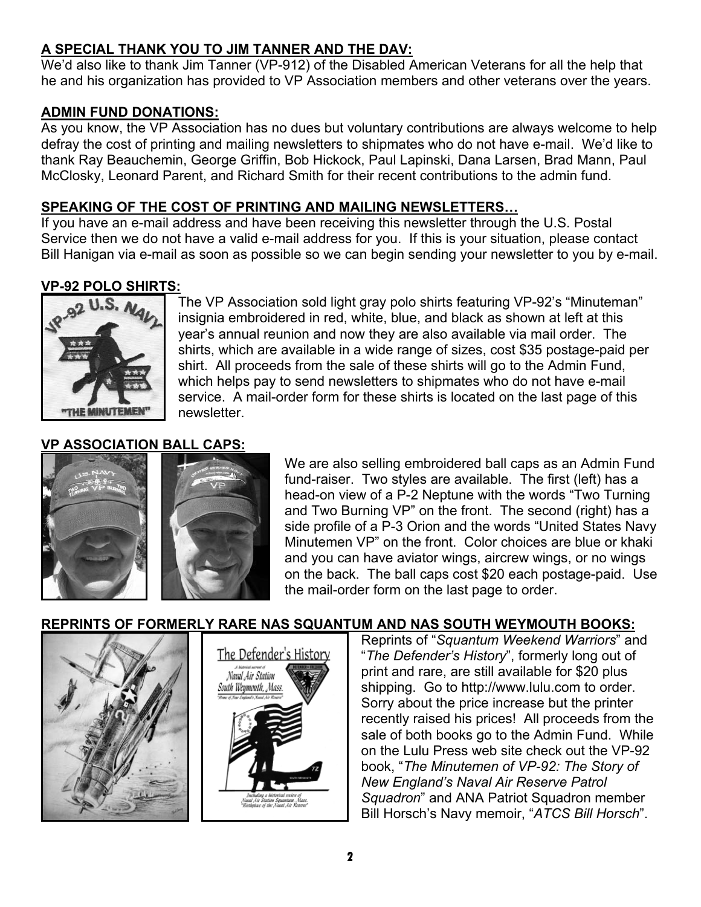## A SPECIAL THANK YOU TO JIM TANNER AND THE DAV:

We'd also like to thank Jim Tanner (VP-912) of the Disabled American Veterans for all the help that he and his organization has provided to VP Association members and other veterans over the years.

## ADMIN FUND DONATIONS:

As you know, the VP Association has no dues but voluntary contributions are always welcome to help defray the cost of printing and mailing newsletters to shipmates who do not have e-mail. We'd like to thank Ray Beauchemin, George Griffin, Bob Hickock, Paul Lapinski, Dana Larsen, Brad Mann, Paul McClosky, Leonard Parent, and Richard Smith for their recent contributions to the admin fund.

## SPEAKING OF THE COST OF PRINTING AND MAILING NEWSLETTERS…

If you have an e-mail address and have been receiving this newsletter through the U.S. Postal Service then we do not have a valid e-mail address for you. If this is your situation, please contact Bill Hanigan via e-mail as soon as possible so we can begin sending your newsletter to you by e-mail.

## VP-92 POLO SHIRTS:

The VP Association sold light gray polo shirts featuring VP-92's "Minuteman" insignia embroidered in red, white, blue, and black as shown at left at this year's annual reunion and now they are also available via mail order. The shirts, which are available in a wide range of sizes, cost $35 postage-paid per shirt. All proceeds from the sale of these shirts will go to the Admin Fund, which helps pay to send newsletters to shipmates who do not have e-mail service. A mail-order form for these shirts is located on the last page of this newsletter.

## VP ASSOCIATION BALL CAPS:

We are also selling embroidered ball caps as an Admin Fund fund-raiser. Two styles are available. The first (left) has a head-on view of a P-2 Neptune with the words "Two Turning and Two Burning VP" on the front. The second (right) has a side profile of a P-3 Orion and the words "United States Navy Minutemen VP" on the front. Color choices are blue or khaki and you can have aviator wings, aircrew wings, or no wings on the back. The ball caps cost $20 each postage-paid. Use the mail-order form on the last page to order.

## REPRINTS OF FORMERLY RARE NAS SQUANTUM AND NAS SOUTH WEYMOUTH BOOKS:

Reprints of "*Squantum Weekend Warriors*" and "*The Defender's History*", formerly long out of print and rare, are still available for $20 plus shipping. Go to http://www.lulu.com to order. Sorry about the price increase but the printer recently raised his prices! All proceeds from the sale of both books go to the Admin Fund. While on the Lulu Press web site check out the VP-92 book, "*The Minutemen of VP-92: The Story of New England's Naval Air Reserve Patrol Squadron*" and ANA Patriot Squadron member Bill Horsch's Navy memoir, "*ATCS Bill Horsch*".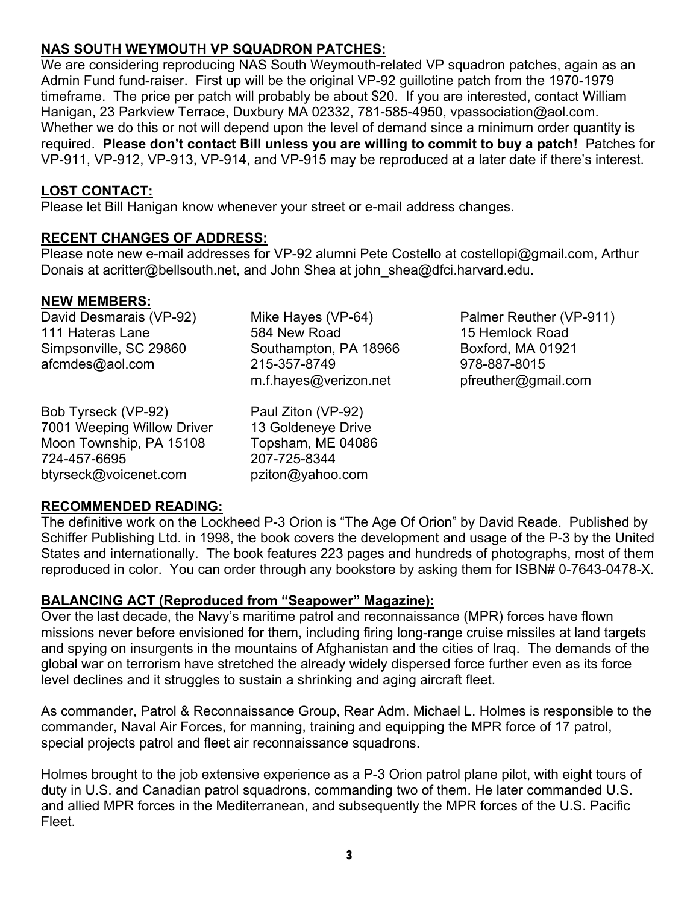## NAS SOUTH WEYMOUTH VP SQUADRON PATCHES:

We are considering reproducing NAS South Weymouth-related VP squadron patches, again as an Admin Fund fund-raiser. First up will be the original VP-92 guillotine patch from the 1970-1979 timeframe. The price per patch will probably be about $20. If you are interested, contact William Hanigan, 23 Parkview Terrace, Duxbury MA 02332, 781-585-4950, vpassociation@aol.com. Whether we do this or not will depend upon the level of demand since a minimum order quantity is required. **Please don't contact Bill unless you are willing to commit to buy a patch!** Patches for VP-911, VP-912, VP-913, VP-914, and VP-915 may be reproduced at a later date if there's interest.

## LOST CONTACT:

Please let Bill Hanigan know whenever your street or e-mail address changes.

## RECENT CHANGES OF ADDRESS:

Please note new e-mail addresses for VP-92 alumni Pete Costello at costellopi@gmail.com, Arthur Donais at acritter@bellsouth.net, and John Shea at john_shea@dfci.harvard.edu.

## NEW MEMBERS:

David Desmarais (VP-92)
111 Hateras Lane
Simpsonville, SC 29860
afcmdes@aol.com

Mike Hayes (VP-64)
584 New Road
Southampton, PA 18966
215-357-8749
m.f.hayes@verizon.net

Palmer Reuther (VP-911)
15 Hemlock Road
Boxford, MA 01921
978-887-8015
pfreuther@gmail.com

Bob Tyrseck (VP-92)
7001 Weeping Willow Driver
Moon Township, PA 15108
724-457-6695
btyrseck@voicenet.com

Paul Ziton (VP-92)
13 Goldeneye Drive
Topsham, ME 04086
207-725-8344
pziton@yahoo.com

## RECOMMENDED READING:

The definitive work on the Lockheed P-3 Orion is "The Age Of Orion" by David Reade. Published by Schiffer Publishing Ltd. in 1998, the book covers the development and usage of the P-3 by the United States and internationally. The book features 223 pages and hundreds of photographs, most of them reproduced in color. You can order through any bookstore by asking them for ISBN# 0-7643-0478-X.

## BALANCING ACT (Reproduced from "Seapower" Magazine):

Over the last decade, the Navy's maritime patrol and reconnaissance (MPR) forces have flown missions never before envisioned for them, including firing long-range cruise missiles at land targets and spying on insurgents in the mountains of Afghanistan and the cities of Iraq. The demands of the global war on terrorism have stretched the already widely dispersed force further even as its force level declines and it struggles to sustain a shrinking and aging aircraft fleet.

As commander, Patrol & Reconnaissance Group, Rear Adm. Michael L. Holmes is responsible to the commander, Naval Air Forces, for manning, training and equipping the MPR force of 17 patrol, special projects patrol and fleet air reconnaissance squadrons.

Holmes brought to the job extensive experience as a P-3 Orion patrol plane pilot, with eight tours of duty in U.S. and Canadian patrol squadrons, commanding two of them. He later commanded U.S. and allied MPR forces in the Mediterranean, and subsequently the MPR forces of the U.S. Pacific Fleet.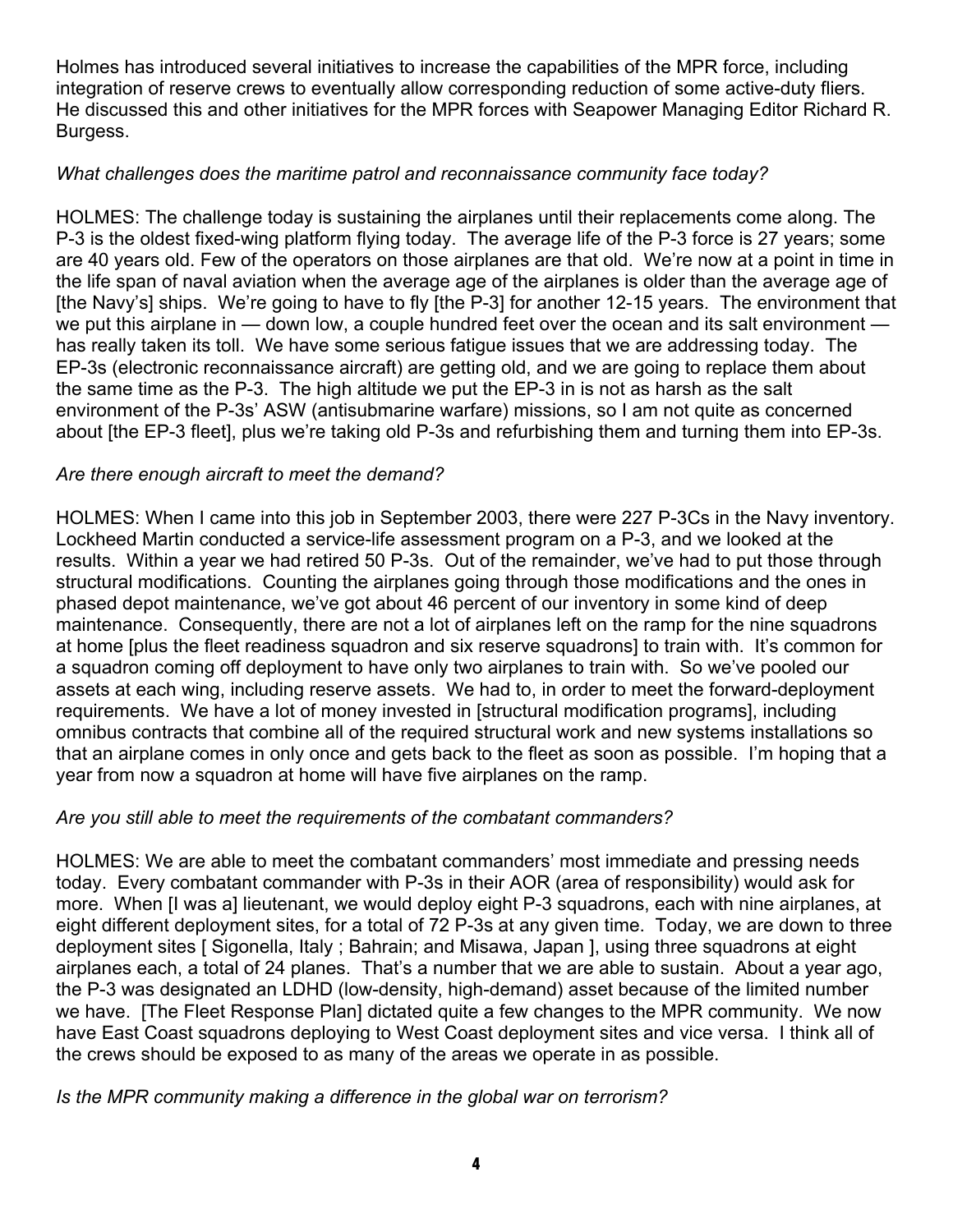Holmes has introduced several initiatives to increase the capabilities of the MPR force, including integration of reserve crews to eventually allow corresponding reduction of some active-duty fliers. He discussed this and other initiatives for the MPR forces with Seapower Managing Editor Richard R. Burgess.

*What challenges does the maritime patrol and reconnaissance community face today?*

HOLMES: The challenge today is sustaining the airplanes until their replacements come along. The P-3 is the oldest fixed-wing platform flying today. The average life of the P-3 force is 27 years; some are 40 years old. Few of the operators on those airplanes are that old. We're now at a point in time in the life span of naval aviation when the average age of the airplanes is older than the average age of [the Navy's] ships. We're going to have to fly [the P-3] for another 12-15 years. The environment that we put this airplane in — down low, a couple hundred feet over the ocean and its salt environment — has really taken its toll. We have some serious fatigue issues that we are addressing today. The EP-3s (electronic reconnaissance aircraft) are getting old, and we are going to replace them about the same time as the P-3. The high altitude we put the EP-3 in is not as harsh as the salt environment of the P-3s' ASW (antisubmarine warfare) missions, so I am not quite as concerned about [the EP-3 fleet], plus we're taking old P-3s and refurbishing them and turning them into EP-3s.

*Are there enough aircraft to meet the demand?*

HOLMES: When I came into this job in September 2003, there were 227 P-3Cs in the Navy inventory. Lockheed Martin conducted a service-life assessment program on a P-3, and we looked at the results. Within a year we had retired 50 P-3s. Out of the remainder, we've had to put those through structural modifications. Counting the airplanes going through those modifications and the ones in phased depot maintenance, we've got about 46 percent of our inventory in some kind of deep maintenance. Consequently, there are not a lot of airplanes left on the ramp for the nine squadrons at home [plus the fleet readiness squadron and six reserve squadrons] to train with. It's common for a squadron coming off deployment to have only two airplanes to train with. So we've pooled our assets at each wing, including reserve assets. We had to, in order to meet the forward-deployment requirements. We have a lot of money invested in [structural modification programs], including omnibus contracts that combine all of the required structural work and new systems installations so that an airplane comes in only once and gets back to the fleet as soon as possible. I'm hoping that a year from now a squadron at home will have five airplanes on the ramp.

*Are you still able to meet the requirements of the combatant commanders?*

HOLMES: We are able to meet the combatant commanders' most immediate and pressing needs today. Every combatant commander with P-3s in their AOR (area of responsibility) would ask for more. When [I was a] lieutenant, we would deploy eight P-3 squadrons, each with nine airplanes, at eight different deployment sites, for a total of 72 P-3s at any given time. Today, we are down to three deployment sites [ Sigonella, Italy ; Bahrain; and Misawa, Japan ], using three squadrons at eight airplanes each, a total of 24 planes. That's a number that we are able to sustain. About a year ago, the P-3 was designated an LDHD (low-density, high-demand) asset because of the limited number we have. [The Fleet Response Plan] dictated quite a few changes to the MPR community. We now have East Coast squadrons deploying to West Coast deployment sites and vice versa. I think all of the crews should be exposed to as many of the areas we operate in as possible.

*Is the MPR community making a difference in the global war on terrorism?*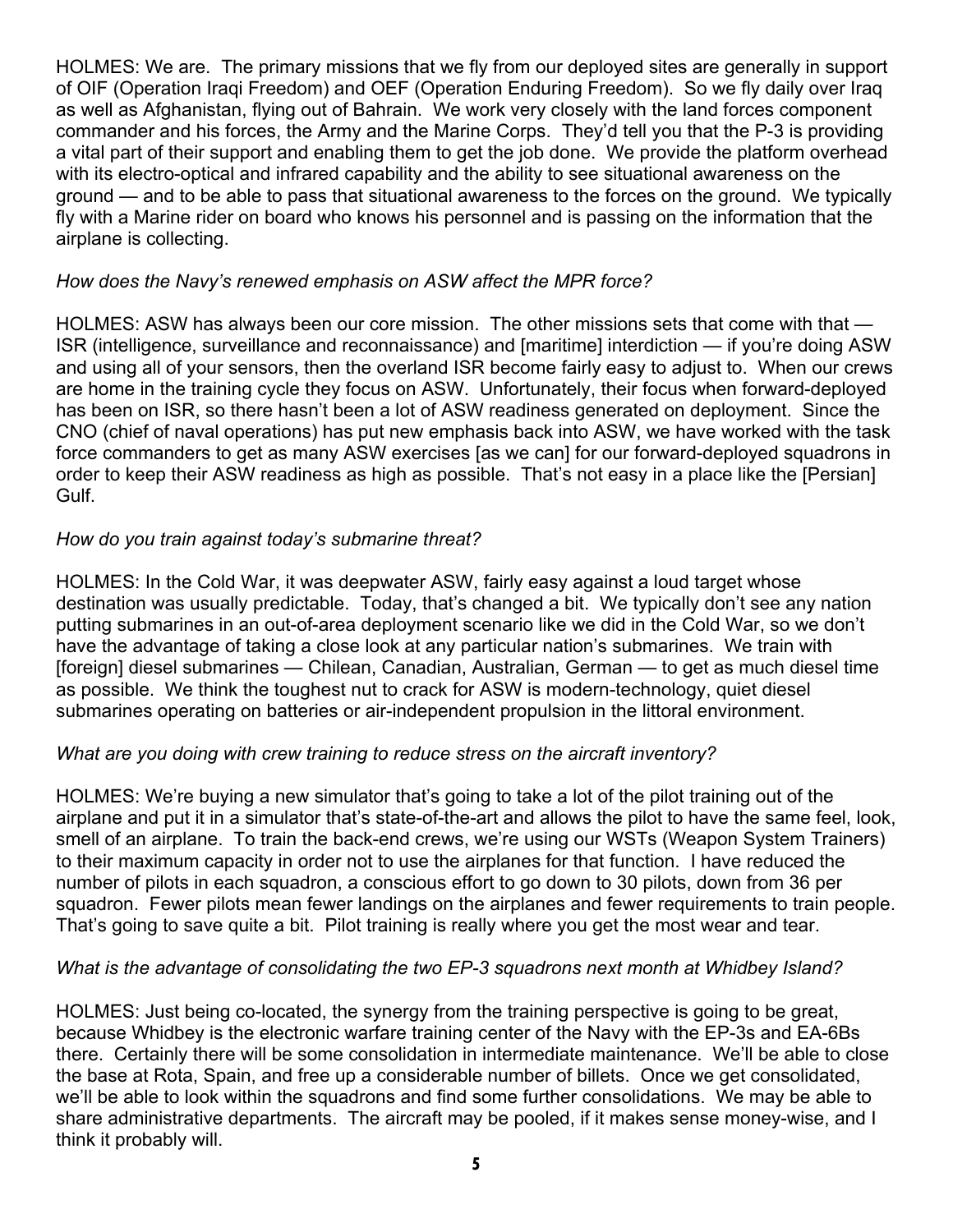HOLMES: We are. The primary missions that we fly from our deployed sites are generally in support of OIF (Operation Iraqi Freedom) and OEF (Operation Enduring Freedom). So we fly daily over Iraq as well as Afghanistan, flying out of Bahrain. We work very closely with the land forces component commander and his forces, the Army and the Marine Corps. They'd tell you that the P-3 is providing a vital part of their support and enabling them to get the job done. We provide the platform overhead with its electro-optical and infrared capability and the ability to see situational awareness on the ground — and to be able to pass that situational awareness to the forces on the ground. We typically fly with a Marine rider on board who knows his personnel and is passing on the information that the airplane is collecting.

*How does the Navy's renewed emphasis on ASW affect the MPR force?*

HOLMES: ASW has always been our core mission. The other missions sets that come with that — ISR (intelligence, surveillance and reconnaissance) and [maritime] interdiction — if you're doing ASW and using all of your sensors, then the overland ISR become fairly easy to adjust to. When our crews are home in the training cycle they focus on ASW. Unfortunately, their focus when forward-deployed has been on ISR, so there hasn't been a lot of ASW readiness generated on deployment. Since the CNO (chief of naval operations) has put new emphasis back into ASW, we have worked with the task force commanders to get as many ASW exercises [as we can] for our forward-deployed squadrons in order to keep their ASW readiness as high as possible. That's not easy in a place like the [Persian] Gulf.

*How do you train against today's submarine threat?*

HOLMES: In the Cold War, it was deepwater ASW, fairly easy against a loud target whose destination was usually predictable. Today, that's changed a bit. We typically don't see any nation putting submarines in an out-of-area deployment scenario like we did in the Cold War, so we don't have the advantage of taking a close look at any particular nation's submarines. We train with [foreign] diesel submarines — Chilean, Canadian, Australian, German — to get as much diesel time as possible. We think the toughest nut to crack for ASW is modern-technology, quiet diesel submarines operating on batteries or air-independent propulsion in the littoral environment.

*What are you doing with crew training to reduce stress on the aircraft inventory?*

HOLMES: We're buying a new simulator that's going to take a lot of the pilot training out of the airplane and put it in a simulator that's state-of-the-art and allows the pilot to have the same feel, look, smell of an airplane. To train the back-end crews, we're using our WSTs (Weapon System Trainers) to their maximum capacity in order not to use the airplanes for that function. I have reduced the number of pilots in each squadron, a conscious effort to go down to 30 pilots, down from 36 per squadron. Fewer pilots mean fewer landings on the airplanes and fewer requirements to train people. That's going to save quite a bit. Pilot training is really where you get the most wear and tear.

*What is the advantage of consolidating the two EP-3 squadrons next month at Whidbey Island?*

HOLMES: Just being co-located, the synergy from the training perspective is going to be great, because Whidbey is the electronic warfare training center of the Navy with the EP-3s and EA-6Bs there. Certainly there will be some consolidation in intermediate maintenance. We'll be able to close the base at Rota, Spain, and free up a considerable number of billets. Once we get consolidated, we'll be able to look within the squadrons and find some further consolidations. We may be able to share administrative departments. The aircraft may be pooled, if it makes sense money-wise, and I think it probably will.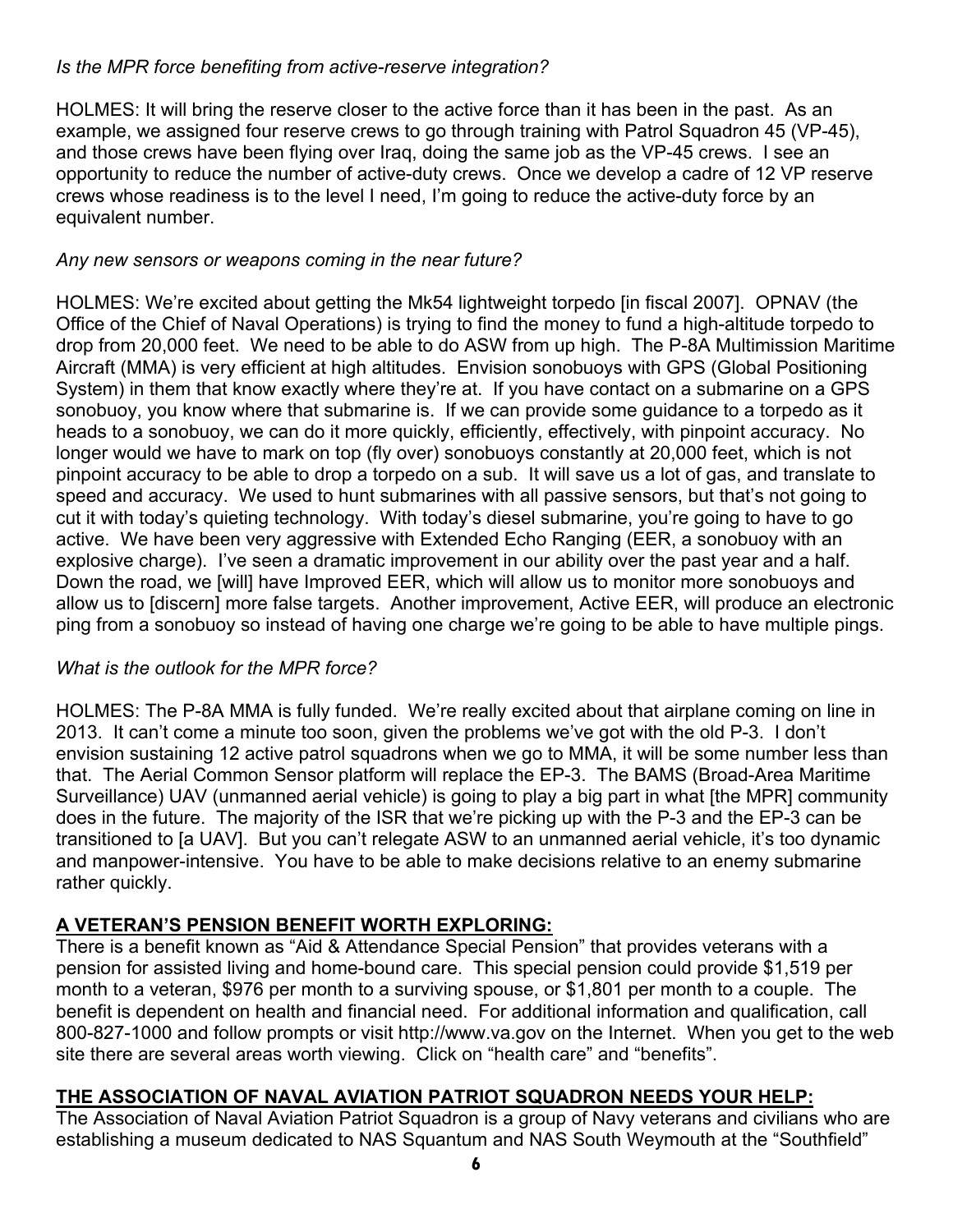*Is the MPR force benefiting from active-reserve integration?*

HOLMES: It will bring the reserve closer to the active force than it has been in the past. As an example, we assigned four reserve crews to go through training with Patrol Squadron 45 (VP-45), and those crews have been flying over Iraq, doing the same job as the VP-45 crews. I see an opportunity to reduce the number of active-duty crews. Once we develop a cadre of 12 VP reserve crews whose readiness is to the level I need, I'm going to reduce the active-duty force by an equivalent number.

*Any new sensors or weapons coming in the near future?*

HOLMES: We're excited about getting the Mk54 lightweight torpedo [in fiscal 2007]. OPNAV (the Office of the Chief of Naval Operations) is trying to find the money to fund a high-altitude torpedo to drop from 20,000 feet. We need to be able to do ASW from up high. The P-8A Multimission Maritime Aircraft (MMA) is very efficient at high altitudes. Envision sonobuoys with GPS (Global Positioning System) in them that know exactly where they're at. If you have contact on a submarine on a GPS sonobuoy, you know where that submarine is. If we can provide some guidance to a torpedo as it heads to a sonobuoy, we can do it more quickly, efficiently, effectively, with pinpoint accuracy. No longer would we have to mark on top (fly over) sonobuoys constantly at 20,000 feet, which is not pinpoint accuracy to be able to drop a torpedo on a sub. It will save us a lot of gas, and translate to speed and accuracy. We used to hunt submarines with all passive sensors, but that's not going to cut it with today's quieting technology. With today's diesel submarine, you're going to have to go active. We have been very aggressive with Extended Echo Ranging (EER, a sonobuoy with an explosive charge). I've seen a dramatic improvement in our ability over the past year and a half. Down the road, we [will] have Improved EER, which will allow us to monitor more sonobuoys and allow us to [discern] more false targets. Another improvement, Active EER, will produce an electronic ping from a sonobuoy so instead of having one charge we're going to be able to have multiple pings.

*What is the outlook for the MPR force?*

HOLMES: The P-8A MMA is fully funded. We're really excited about that airplane coming on line in 2013. It can't come a minute too soon, given the problems we've got with the old P-3. I don't envision sustaining 12 active patrol squadrons when we go to MMA, it will be some number less than that. The Aerial Common Sensor platform will replace the EP-3. The BAMS (Broad-Area Maritime Surveillance) UAV (unmanned aerial vehicle) is going to play a big part in what [the MPR] community does in the future. The majority of the ISR that we're picking up with the P-3 and the EP-3 can be transitioned to [a UAV]. But you can't relegate ASW to an unmanned aerial vehicle, it's too dynamic and manpower-intensive. You have to be able to make decisions relative to an enemy submarine rather quickly.

**A VETERAN'S PENSION BENEFIT WORTH EXPLORING:**

There is a benefit known as "Aid & Attendance Special Pension" that provides veterans with a pension for assisted living and home-bound care. This special pension could provide $1,519 per month to a veteran, $976 per month to a surviving spouse, or $1,801 per month to a couple. The benefit is dependent on health and financial need. For additional information and qualification, call 800-827-1000 and follow prompts or visit http://www.va.gov on the Internet. When you get to the web site there are several areas worth viewing. Click on "health care" and "benefits".

**THE ASSOCIATION OF NAVAL AVIATION PATRIOT SQUADRON NEEDS YOUR HELP:**

The Association of Naval Aviation Patriot Squadron is a group of Navy veterans and civilians who are establishing a museum dedicated to NAS Squantum and NAS South Weymouth at the "Southfield"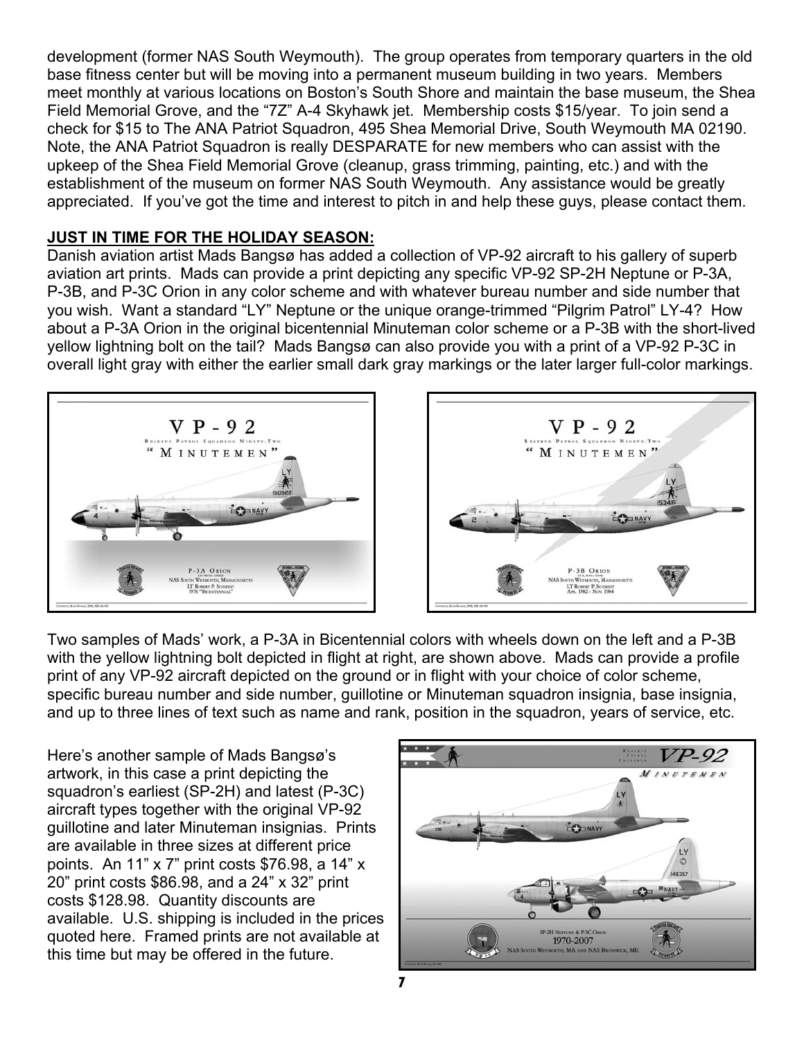development (former NAS South Weymouth). The group operates from temporary quarters in the old base fitness center but will be moving into a permanent museum building in two years. Members meet monthly at various locations on Boston's South Shore and maintain the base museum, the Shea Field Memorial Grove, and the "7Z" A-4 Skyhawk jet. Membership costs $15/year. To join send a check for $15 to The ANA Patriot Squadron, 495 Shea Memorial Drive, South Weymouth MA 02190. Note, the ANA Patriot Squadron is really DESPARATE for new members who can assist with the upkeep of the Shea Field Memorial Grove (cleanup, grass trimming, painting, etc.) and with the establishment of the museum on former NAS South Weymouth. Any assistance would be greatly appreciated. If you've got the time and interest to pitch in and help these guys, please contact them.

**JUST IN TIME FOR THE HOLIDAY SEASON:**

Danish aviation artist Mads Bangsø has added a collection of VP-92 aircraft to his gallery of superb aviation art prints. Mads can provide a print depicting any specific VP-92 SP-2H Neptune or P-3A, P-3B, and P-3C Orion in any color scheme and with whatever bureau number and side number that you wish. Want a standard "LY" Neptune or the unique orange-trimmed "Pilgrim Patrol" LY-4? How about a P-3A Orion in the original bicentennial Minuteman color scheme or a P-3B with the short-lived yellow lightning bolt on the tail? Mads Bangsø can also provide you with a print of a VP-92 P-3C in overall light gray with either the earlier small dark gray markings or the later larger full-color markings.

Two samples of Mads' work, a P-3A in Bicentennial colors with wheels down on the left and a P-3B with the yellow lightning bolt depicted in flight at right, are shown above. Mads can provide a profile print of any VP-92 aircraft depicted on the ground or in flight with your choice of color scheme, specific bureau number and side number, guillotine or Minuteman squadron insignia, base insignia, and up to three lines of text such as name and rank, position in the squadron, years of service, etc.

Here's another sample of Mads Bangsø's artwork, in this case a print depicting the squadron's earliest (SP-2H) and latest (P-3C) aircraft types together with the original VP-92 guillotine and later Minuteman insignias. Prints are available in three sizes at different price points. An 11" x 7" print costs $76.98, a 14" x 20" print costs $86.98, and a 24" x 32" print costs $128.98. Quantity discounts are available. U.S. shipping is included in the prices quoted here. Framed prints are not available at this time but may be offered in the future.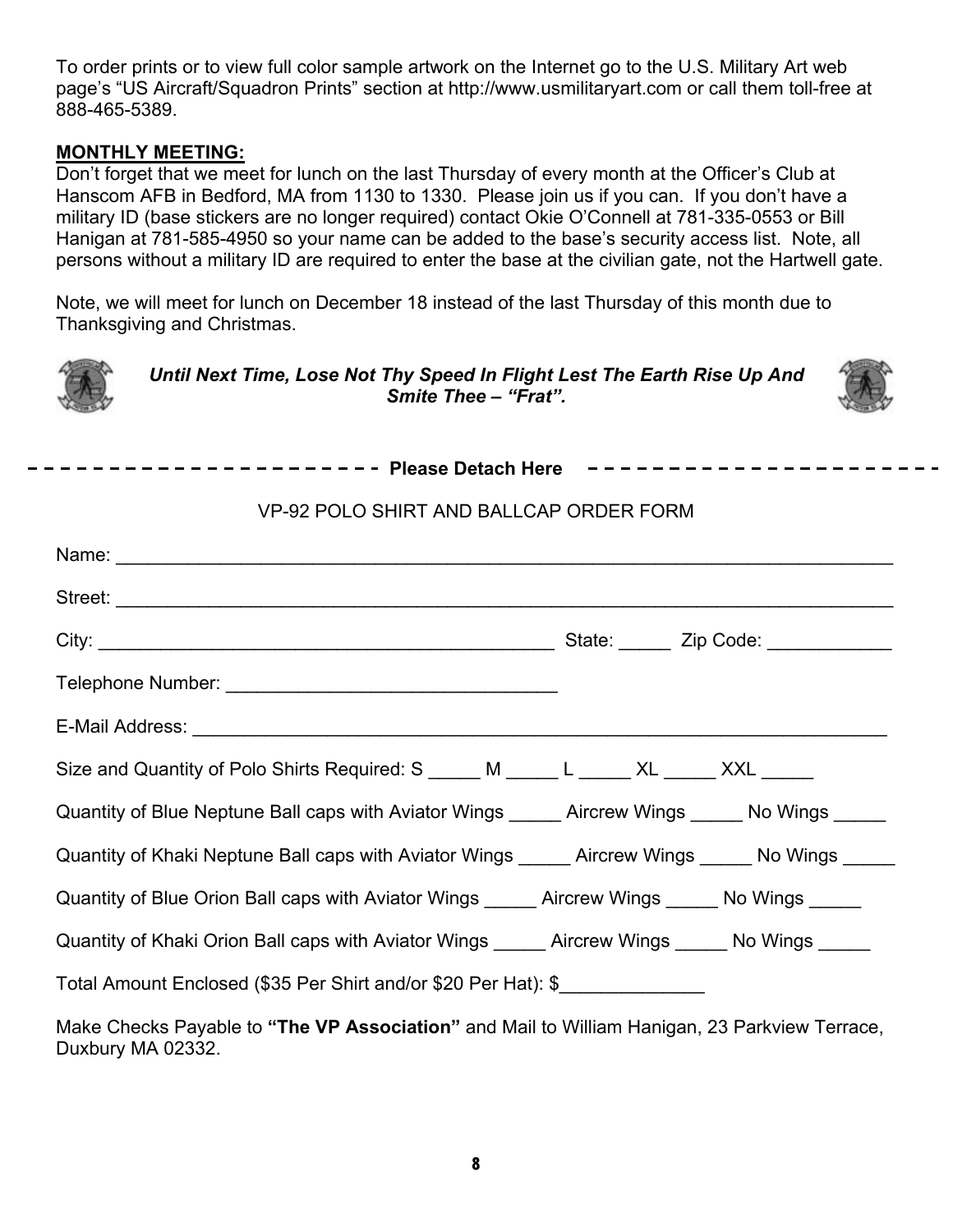To order prints or to view full color sample artwork on the Internet go to the U.S. Military Art web page's "US Aircraft/Squadron Prints" section at http://www.usmilitaryart.com or call them toll-free at 888-465-5389.

**MONTHLY MEETING:**

Don't forget that we meet for lunch on the last Thursday of every month at the Officer's Club at Hanscom AFB in Bedford, MA from 1130 to 1330. Please join us if you can. If you don't have a military ID (base stickers are no longer required) contact Okie O'Connell at 781-335-0553 or Bill Hanigan at 781-585-4950 so your name can be added to the base's security access list. Note, all persons without a military ID are required to enter the base at the civilian gate, not the Hartwell gate.

Note, we will meet for lunch on December 18 instead of the last Thursday of this month due to Thanksgiving and Christmas.

***Until Next Time, Lose Not Thy Speed In Flight Lest The Earth Rise Up And Smite Thee – "Frat".***

- - - - - - - - - - - - - - - - - - - - - - **Please Detach Here** - - - - - - - - - - - - - - - - - - - - - -

VP-92 POLO SHIRT AND BALLCAP ORDER FORM

Name: ______________________________________________________________________________

Street: ______________________________________________________________________________

City: ____________________________________________ State: _____ Zip Code: ____________

Telephone Number: ________________________________

E-Mail Address: _______________________________________________________________________

Size and Quantity of Polo Shirts Required: S _____ M _____ L _____ XL _____ XXL _____

Quantity of Blue Neptune Ball caps with Aviator Wings _____ Aircrew Wings _____ No Wings _____

Quantity of Khaki Neptune Ball caps with Aviator Wings _____ Aircrew Wings _____ No Wings _____

Quantity of Blue Orion Ball caps with Aviator Wings _____ Aircrew Wings _____ No Wings _____

Quantity of Khaki Orion Ball caps with Aviator Wings _____ Aircrew Wings _____ No Wings _____

Total Amount Enclosed ($35 Per Shirt and/or $20 Per Hat): $______________

Make Checks Payable to **"The VP Association"** and Mail to William Hanigan, 23 Parkview Terrace, Duxbury MA 02332.